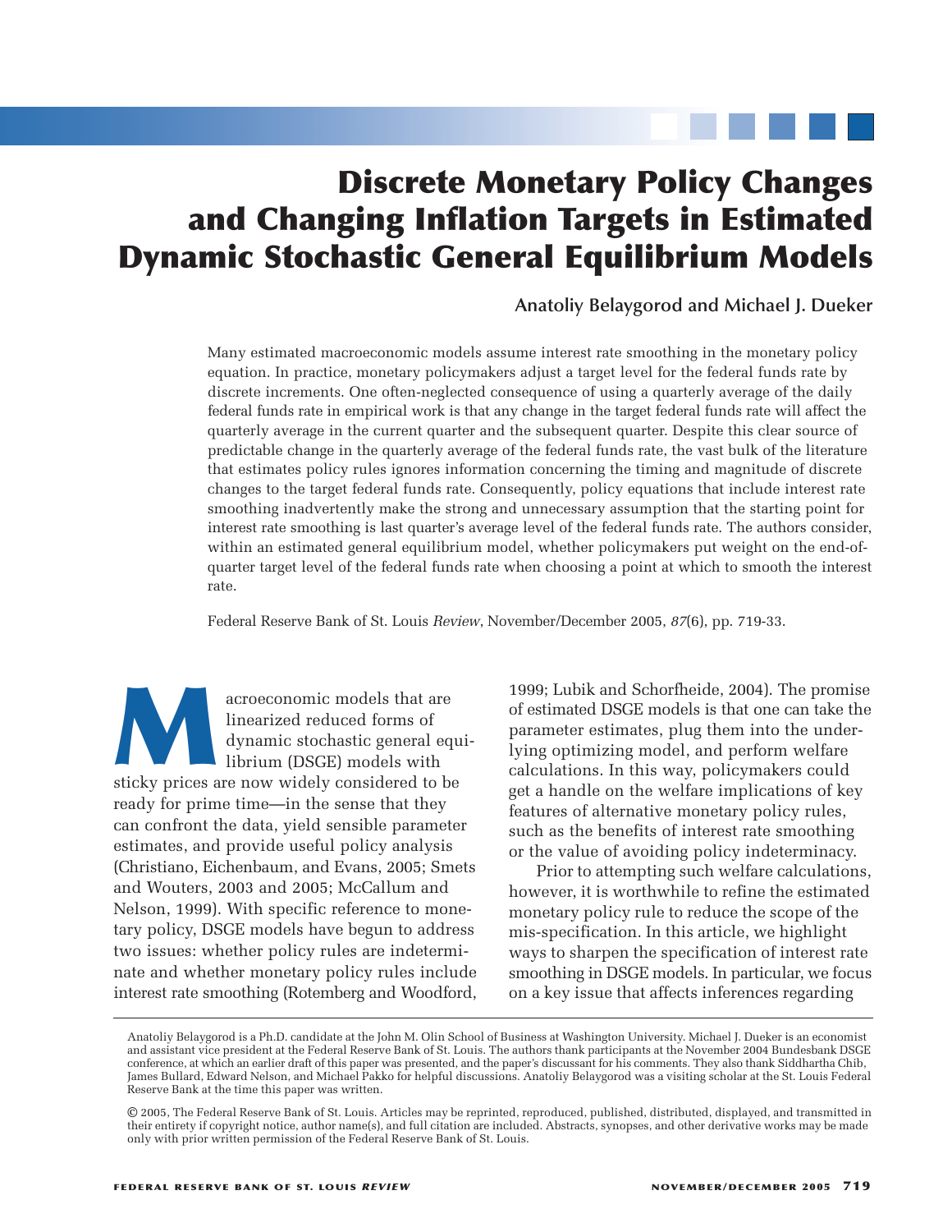# Discrete Monetary Policy Changes and Changing Inflation Targets in Estimated Dynamic Stochastic General Equilibrium Models

**Anatoliy Belaygorod and Michael J. Dueker**

Many estimated macroeconomic models assume interest rate smoothing in the monetary policy equation. In practice, monetary policymakers adjust a target level for the federal funds rate by discrete increments. One often-neglected consequence of using a quarterly average of the daily federal funds rate in empirical work is that any change in the target federal funds rate will affect the quarterly average in the current quarter and the subsequent quarter. Despite this clear source of predictable change in the quarterly average of the federal funds rate, the vast bulk of the literature that estimates policy rules ignores information concerning the timing and magnitude of discrete changes to the target federal funds rate. Consequently, policy equations that include interest rate smoothing inadvertently make the strong and unnecessary assumption that the starting point for interest rate smoothing is last quarter's average level of the federal funds rate. The authors consider, within an estimated general equilibrium model, whether policymakers put weight on the end-of-quarter target level of the federal funds rate when choosing a point at which to smooth the interest rate.

Federal Reserve Bank of St. Louis *Review*, November/December 2005, *87*(6), pp. 719-33.

Macroeconomic models that are linearized reduced forms of dynamic stochastic general equilibrium (DSGE) models with sticky prices are now widely considered to be ready for prime time—in the sense that they can confront the data, yield sensible parameter estimates, and provide useful policy analysis (Christiano, Eichenbaum, and Evans, 2005; Smets and Wouters, 2003 and 2005; McCallum and Nelson, 1999). With specific reference to monetary policy, DSGE models have begun to address two issues: whether policy rules are indeterminate and whether monetary policy rules include interest rate smoothing (Rotemberg and Woodford, 1999; Lubik and Schorfheide, 2004). The promise of estimated DSGE models is that one can take the parameter estimates, plug them into the underlying optimizing model, and perform welfare calculations. In this way, policymakers could get a handle on the welfare implications of key features of alternative monetary policy rules, such as the benefits of interest rate smoothing or the value of avoiding policy indeterminacy.

Prior to attempting such welfare calculations, however, it is worthwhile to refine the estimated monetary policy rule to reduce the scope of the mis-specification. In this article, we highlight ways to sharpen the specification of interest rate smoothing in DSGE models. In particular, we focus on a key issue that affects inferences regarding

---

Anatoliy Belaygorod is a Ph.D. candidate at the John M. Olin School of Business at Washington University. Michael J. Dueker is an economist and assistant vice president at the Federal Reserve Bank of St. Louis. The authors thank participants at the November 2004 Bundesbank DSGE conference, at which an earlier draft of this paper was presented, and the paper's discussant for his comments. They also thank Siddhartha Chib, James Bullard, Edward Nelson, and Michael Pakko for helpful discussions. Anatoliy Belaygorod was a visiting scholar at the St. Louis Federal Reserve Bank at the time this paper was written.

© 2005, The Federal Reserve Bank of St. Louis. Articles may be reprinted, reproduced, published, distributed, displayed, and transmitted in their entirety if copyright notice, author name(s), and full citation are included. Abstracts, synopses, and other derivative works may be made only with prior written permission of the Federal Reserve Bank of St. Louis.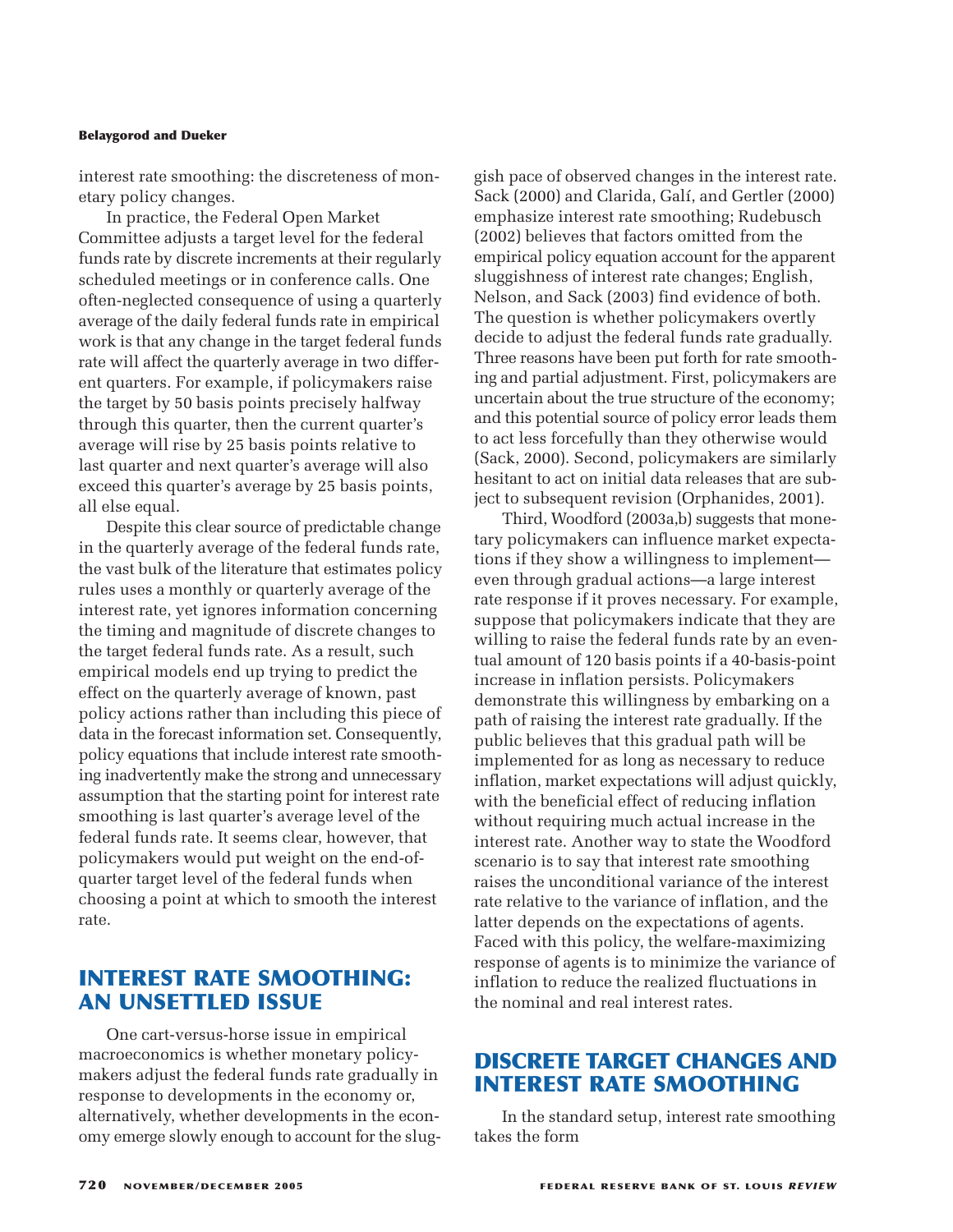interest rate smoothing: the discreteness of monetary policy changes.

In practice, the Federal Open Market Committee adjusts a target level for the federal funds rate by discrete increments at their regularly scheduled meetings or in conference calls. One often-neglected consequence of using a quarterly average of the daily federal funds rate in empirical work is that any change in the target federal funds rate will affect the quarterly average in two different quarters. For example, if policymakers raise the target by 50 basis points precisely halfway through this quarter, then the current quarter's average will rise by 25 basis points relative to last quarter and next quarter's average will also exceed this quarter's average by 25 basis points, all else equal.

Despite this clear source of predictable change in the quarterly average of the federal funds rate, the vast bulk of the literature that estimates policy rules uses a monthly or quarterly average of the interest rate, yet ignores information concerning the timing and magnitude of discrete changes to the target federal funds rate. As a result, such empirical models end up trying to predict the effect on the quarterly average of known, past policy actions rather than including this piece of data in the forecast information set. Consequently, policy equations that include interest rate smoothing inadvertently make the strong and unnecessary assumption that the starting point for interest rate smoothing is last quarter's average level of the federal funds rate. It seems clear, however, that policymakers would put weight on the end-of-quarter target level of the federal funds when choosing a point at which to smooth the interest rate.

## INTEREST RATE SMOOTHING: AN UNSETTLED ISSUE

One cart-versus-horse issue in empirical macroeconomics is whether monetary policymakers adjust the federal funds rate gradually in response to developments in the economy or, alternatively, whether developments in the economy emerge slowly enough to account for the sluggish pace of observed changes in the interest rate. Sack (2000) and Clarida, Galí, and Gertler (2000) emphasize interest rate smoothing; Rudebusch (2002) believes that factors omitted from the empirical policy equation account for the apparent sluggishness of interest rate changes; English, Nelson, and Sack (2003) find evidence of both. The question is whether policymakers overtly decide to adjust the federal funds rate gradually. Three reasons have been put forth for rate smoothing and partial adjustment. First, policymakers are uncertain about the true structure of the economy; and this potential source of policy error leads them to act less forcefully than they otherwise would (Sack, 2000). Second, policymakers are similarly hesitant to act on initial data releases that are subject to subsequent revision (Orphanides, 2001).

Third, Woodford (2003a,b) suggests that monetary policymakers can influence market expectations if they show a willingness to implement—even through gradual actions—a large interest rate response if it proves necessary. For example, suppose that policymakers indicate that they are willing to raise the federal funds rate by an eventual amount of 120 basis points if a 40-basis-point increase in inflation persists. Policymakers demonstrate this willingness by embarking on a path of raising the interest rate gradually. If the public believes that this gradual path will be implemented for as long as necessary to reduce inflation, market expectations will adjust quickly, with the beneficial effect of reducing inflation without requiring much actual increase in the interest rate. Another way to state the Woodford scenario is to say that interest rate smoothing raises the unconditional variance of the interest rate relative to the variance of inflation, and the latter depends on the expectations of agents. Faced with this policy, the welfare-maximizing response of agents is to minimize the variance of inflation to reduce the realized fluctuations in the nominal and real interest rates.

## DISCRETE TARGET CHANGES AND INTEREST RATE SMOOTHING

In the standard setup, interest rate smoothing takes the form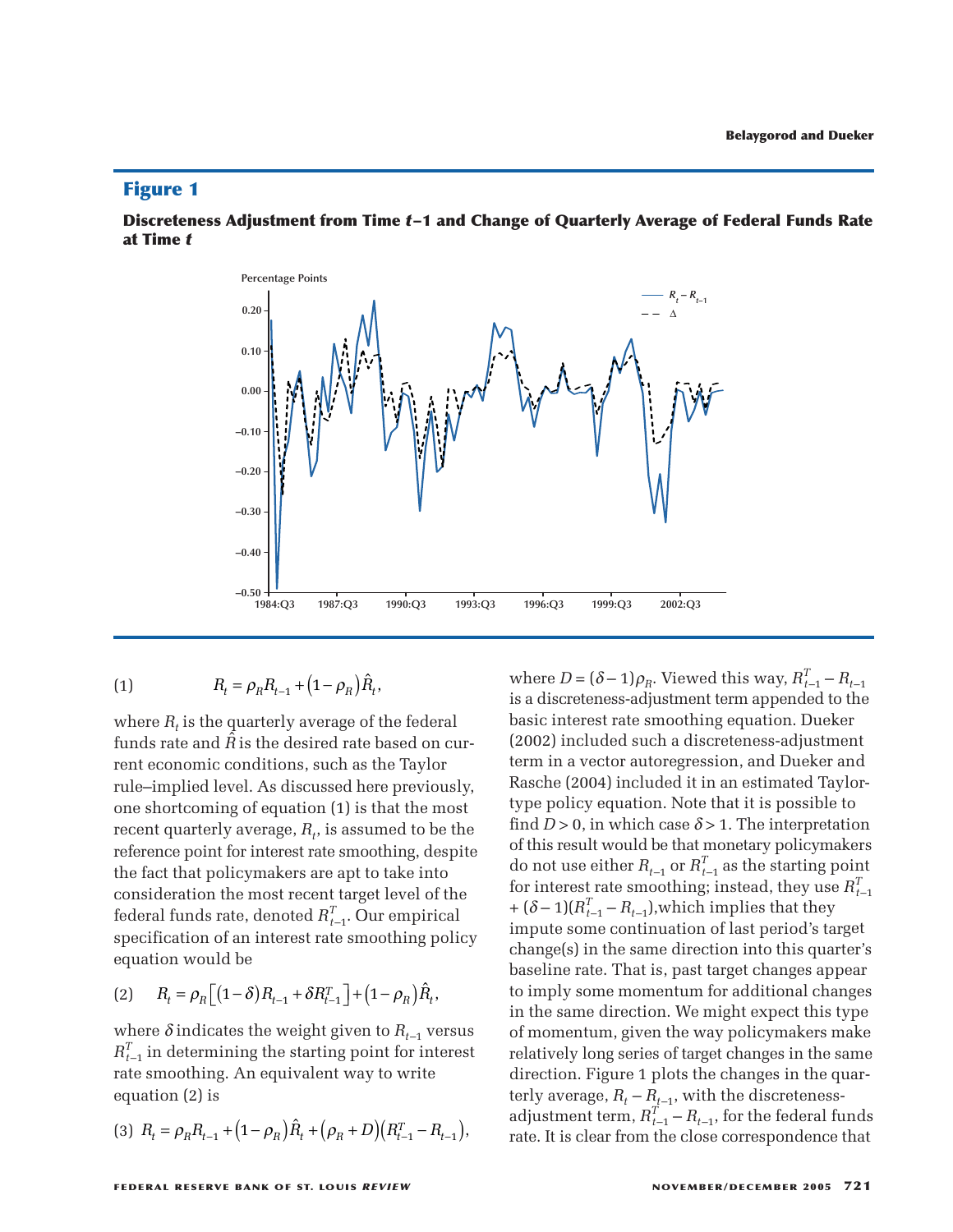## Figure 1

**Discreteness Adjustment from Time *t*–1 and Change of Quarterly Average of Federal Funds Rate at Time *t***

$$
R_t = \rho_R R_{t-1} + (1 - \rho_R)\hat{R}_t, \tag{1}
$$

where $R_t$ is the quarterly average of the federal funds rate and $\hat{R}$ is the desired rate based on current economic conditions, such as the Taylor rule–implied level. As discussed here previously, one shortcoming of equation (1) is that the most recent quarterly average, $R_t$, is assumed to be the reference point for interest rate smoothing, despite the fact that policymakers are apt to take into consideration the most recent target level of the federal funds rate, denoted $R_{t-1}^T$. Our empirical specification of an interest rate smoothing policy equation would be

$$
R_t = \rho_R\left[(1 - \delta)R_{t-1} + \delta R_{t-1}^T\right] + (1 - \rho_R)\hat{R}_t, \tag{2}
$$

where $\delta$ indicates the weight given to $R_{t-1}$ versus $R_{t-1}^T$ in determining the starting point for interest rate smoothing. An equivalent way to write equation (2) is

$$
R_t = \rho_R R_{t-1} + (1 - \rho_R)\hat{R}_t + (\rho_R + D)(R_{t-1}^T - R_{t-1}), \tag{3}
$$

where $D = (\delta - 1)\rho_R$. Viewed this way, $R_{t-1}^T - R_{t-1}$ is a discreteness-adjustment term appended to the basic interest rate smoothing equation. Dueker (2002) included such a discreteness-adjustment term in a vector autoregression, and Dueker and Rasche (2004) included it in an estimated Taylor-type policy equation. Note that it is possible to find $D > 0$, in which case $\delta > 1$. The interpretation of this result would be that monetary policymakers do not use either $R_{t-1}$ or $R_{t-1}^T$ as the starting point for interest rate smoothing; instead, they use $R_{t-1}^T + (\delta - 1)(R_{t-1}^T - R_{t-1})$, which implies that they impute some continuation of last period's target change(s) in the same direction into this quarter's baseline rate. That is, past target changes appear to imply some momentum for additional changes in the same direction. We might expect this type of momentum, given the way policymakers make relatively long series of target changes in the same direction. Figure 1 plots the changes in the quarterly average, $R_t - R_{t-1}$, with the discreteness-adjustment term, $R_{t-1}^T - R_{t-1}$, for the federal funds rate. It is clear from the close correspondence that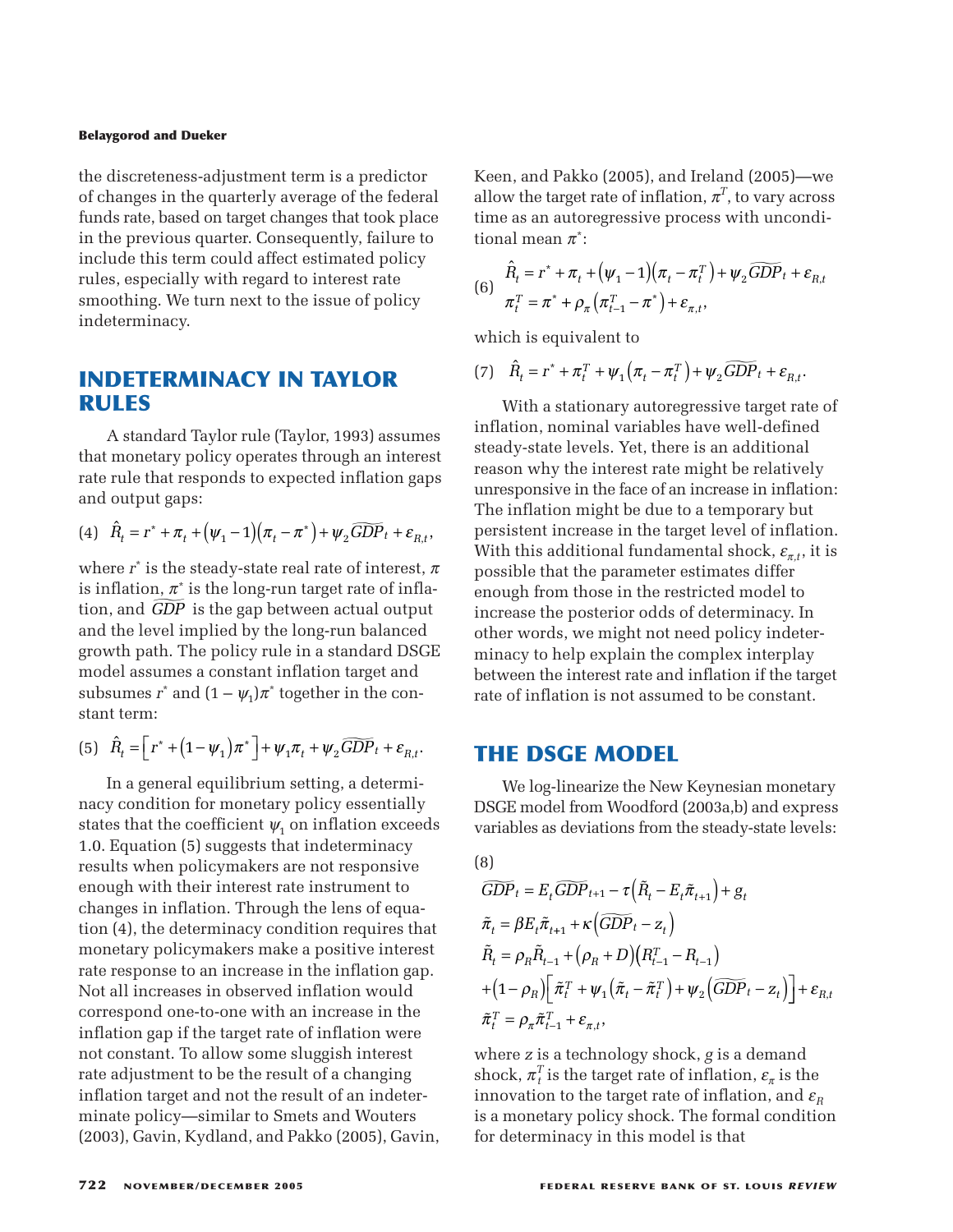the discreteness-adjustment term is a predictor of changes in the quarterly average of the federal funds rate, based on target changes that took place in the previous quarter. Consequently, failure to include this term could affect estimated policy rules, especially with regard to interest rate smoothing. We turn next to the issue of policy indeterminacy.

## INDETERMINACY IN TAYLOR RULES

A standard Taylor rule (Taylor, 1993) assumes that monetary policy operates through an interest rate rule that responds to expected inflation gaps and output gaps:

$$\text{(4)}\quad \hat{R}_t = r^* + \pi_t + (\psi_1 - 1)(\pi_t - \pi^*) + \psi_2 \widetilde{GDP}_t + \varepsilon_{R,t},$$

where $r^*$ is the steady-state real rate of interest, $\pi$ is inflation, $\pi^*$ is the long-run target rate of inflation, and $\widetilde{GDP}$ is the gap between actual output and the level implied by the long-run balanced growth path. The policy rule in a standard DSGE model assumes a constant inflation target and subsumes $r^*$ and $(1 - \psi_1)\pi^*$ together in the constant term:

$$\text{(5)}\quad \hat{R}_t = \left[r^* + (1 - \psi_1)\pi^*\right] + \psi_1 \pi_t + \psi_2 \widetilde{GDP}_t + \varepsilon_{R,t}.$$

In a general equilibrium setting, a determinacy condition for monetary policy essentially states that the coefficient $\psi_1$ on inflation exceeds 1.0. Equation (5) suggests that indeterminacy results when policymakers are not responsive enough with their interest rate instrument to changes in inflation. Through the lens of equation (4), the determinacy condition requires that monetary policymakers make a positive interest rate response to an increase in the inflation gap. Not all increases in observed inflation would correspond one-to-one with an increase in the inflation gap if the target rate of inflation were not constant. To allow some sluggish interest rate adjustment to be the result of a changing inflation target and not the result of an indeterminate policy—similar to Smets and Wouters (2003), Gavin, Kydland, and Pakko (2005), Gavin, Keen, and Pakko (2005), and Ireland (2005)—we allow the target rate of inflation, $\pi^T$, to vary across time as an autoregressive process with unconditional mean $\pi^*$:

$$\text{(6)}\quad \begin{aligned} \hat{R}_t &= r^* + \pi_t + (\psi_1 - 1)(\pi_t - \pi_t^T) + \psi_2 \widetilde{GDP}_t + \varepsilon_{R,t} \\ \pi_t^T &= \pi^* + \rho_\pi (\pi_{t-1}^T - \pi^*) + \varepsilon_{\pi,t}, \end{aligned}$$

which is equivalent to

$$\text{(7)}\quad \hat{R}_t = r^* + \pi_t^T + \psi_1(\pi_t - \pi_t^T) + \psi_2 \widetilde{GDP}_t + \varepsilon_{R,t}.$$

With a stationary autoregressive target rate of inflation, nominal variables have well-defined steady-state levels. Yet, there is an additional reason why the interest rate might be relatively unresponsive in the face of an increase in inflation: The inflation might be due to a temporary but persistent increase in the target level of inflation. With this additional fundamental shock, $\varepsilon_{\pi,t}$, it is possible that the parameter estimates differ enough from those in the restricted model to increase the posterior odds of determinacy. In other words, we might not need policy indeterminacy to help explain the complex interplay between the interest rate and inflation if the target rate of inflation is not assumed to be constant.

## THE DSGE MODEL

We log-linearize the New Keynesian monetary DSGE model from Woodford (2003a,b) and express variables as deviations from the steady-state levels:

$$\text{(8)}\quad \begin{aligned} \widetilde{GDP}_t &= E_t \widetilde{GDP}_{t+1} - \tau\left(\tilde{R}_t - E_t \tilde{\pi}_{t+1}\right) + g_t \\ \tilde{\pi}_t &= \beta E_t \tilde{\pi}_{t+1} + \kappa\left(\widetilde{GDP}_t - z_t\right) \\ \tilde{R}_t &= \rho_R \tilde{R}_{t-1} + (\rho_R + D)\left(R_{t-1}^T - R_{t-1}\right) \\ &\quad + (1 - \rho_R)\left[\tilde{\pi}_t^T + \psi_1\left(\tilde{\pi}_t - \tilde{\pi}_t^T\right) + \psi_2\left(\widetilde{GDP}_t - z_t\right)\right] + \varepsilon_{R,t} \\ \tilde{\pi}_t^T &= \rho_\pi \tilde{\pi}_{t-1}^T + \varepsilon_{\pi,t}, \end{aligned}$$

where $z$ is a technology shock, $g$ is a demand shock, $\pi_t^T$ is the target rate of inflation, $\varepsilon_\pi$ is the innovation to the target rate of inflation, and $\varepsilon_R$ is a monetary policy shock. The formal condition for determinacy in this model is that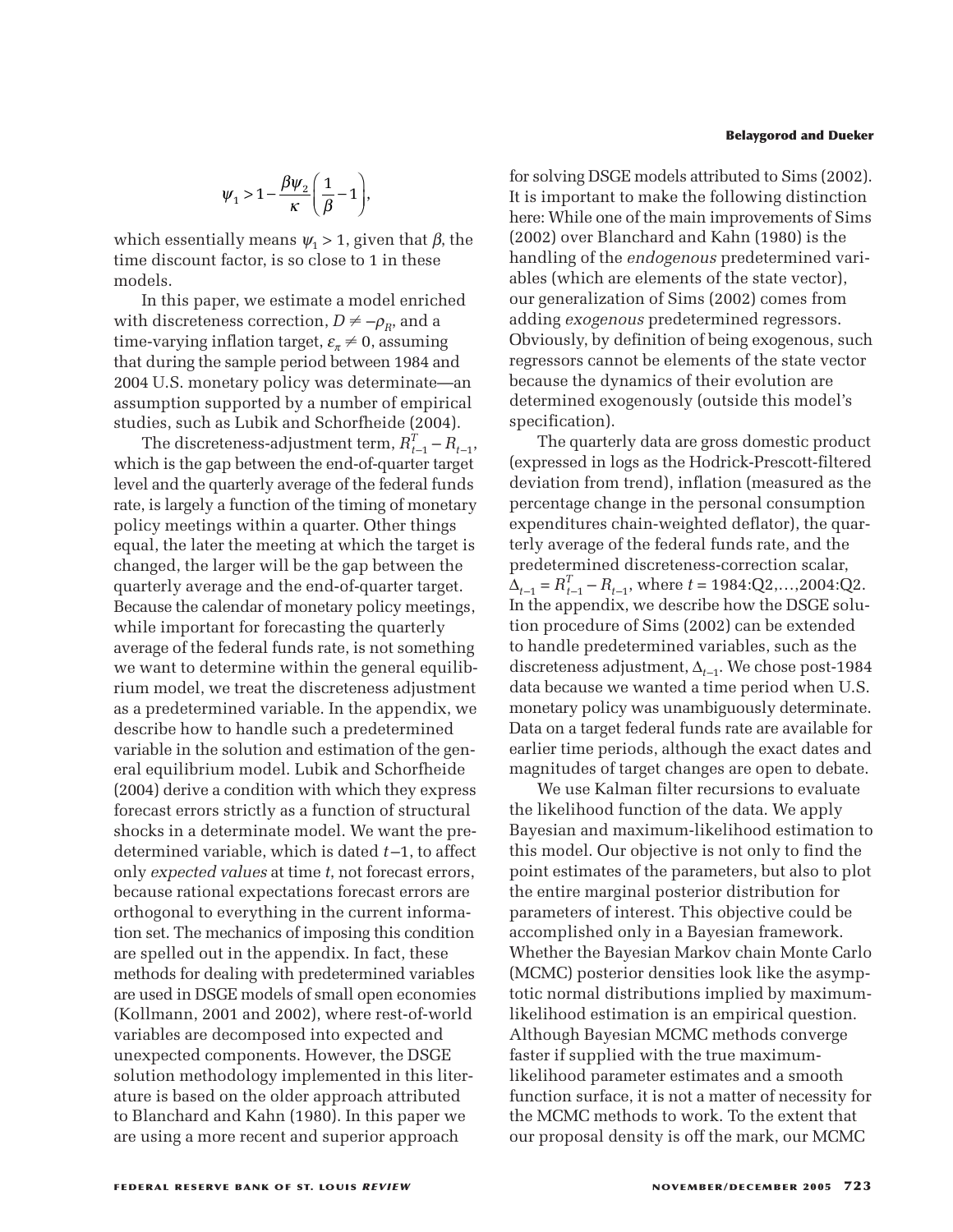$$\psi_1 > 1 - \frac{\beta \psi_2}{\kappa}\left(\frac{1}{\beta} - 1\right),$$

which essentially means $\psi_1 > 1$, given that $\beta$, the time discount factor, is so close to 1 in these models.

In this paper, we estimate a model enriched with discreteness correction, $D \neq -\rho_R$, and a time-varying inflation target, $\varepsilon_\pi \neq 0$, assuming that during the sample period between 1984 and 2004 U.S. monetary policy was determinate—an assumption supported by a number of empirical studies, such as Lubik and Schorfheide (2004).

The discreteness-adjustment term, $R_{t-1}^T - R_{t-1}$, which is the gap between the end-of-quarter target level and the quarterly average of the federal funds rate, is largely a function of the timing of monetary policy meetings within a quarter. Other things equal, the later the meeting at which the target is changed, the larger will be the gap between the quarterly average and the end-of-quarter target. Because the calendar of monetary policy meetings, while important for forecasting the quarterly average of the federal funds rate, is not something we want to determine within the general equilibrium model, we treat the discreteness adjustment as a predetermined variable. In the appendix, we describe how to handle such a predetermined variable in the solution and estimation of the general equilibrium model. Lubik and Schorfheide (2004) derive a condition with which they express forecast errors strictly as a function of structural shocks in a determinate model. We want the predetermined variable, which is dated $t-1$, to affect only *expected values* at time $t$, not forecast errors, because rational expectations forecast errors are orthogonal to everything in the current information set. The mechanics of imposing this condition are spelled out in the appendix. In fact, these methods for dealing with predetermined variables are used in DSGE models of small open economies (Kollmann, 2001 and 2002), where rest-of-world variables are decomposed into expected and unexpected components. However, the DSGE solution methodology implemented in this literature is based on the older approach attributed to Blanchard and Kahn (1980). In this paper we are using a more recent and superior approach for solving DSGE models attributed to Sims (2002). It is important to make the following distinction here: While one of the main improvements of Sims (2002) over Blanchard and Kahn (1980) is the handling of the *endogenous* predetermined variables (which are elements of the state vector), our generalization of Sims (2002) comes from adding *exogenous* predetermined regressors. Obviously, by definition of being exogenous, such regressors cannot be elements of the state vector because the dynamics of their evolution are determined exogenously (outside this model's specification).

The quarterly data are gross domestic product (expressed in logs as the Hodrick-Prescott-filtered deviation from trend), inflation (measured as the percentage change in the personal consumption expenditures chain-weighted deflator), the quarterly average of the federal funds rate, and the predetermined discreteness-correction scalar, $\Delta_{t-1} = R_{t-1}^T - R_{t-1}$, where $t$ = 1984:Q2,…,2004:Q2. In the appendix, we describe how the DSGE solution procedure of Sims (2002) can be extended to handle predetermined variables, such as the discreteness adjustment, $\Delta_{t-1}$. We chose post-1984 data because we wanted a time period when U.S. monetary policy was unambiguously determinate. Data on a target federal funds rate are available for earlier time periods, although the exact dates and magnitudes of target changes are open to debate.

We use Kalman filter recursions to evaluate the likelihood function of the data. We apply Bayesian and maximum-likelihood estimation to this model. Our objective is not only to find the point estimates of the parameters, but also to plot the entire marginal posterior distribution for parameters of interest. This objective could be accomplished only in a Bayesian framework. Whether the Bayesian Markov chain Monte Carlo (MCMC) posterior densities look like the asymptotic normal distributions implied by maximum-likelihood estimation is an empirical question. Although Bayesian MCMC methods converge faster if supplied with the true maximum-likelihood parameter estimates and a smooth function surface, it is not a matter of necessity for the MCMC methods to work. To the extent that our proposal density is off the mark, our MCMC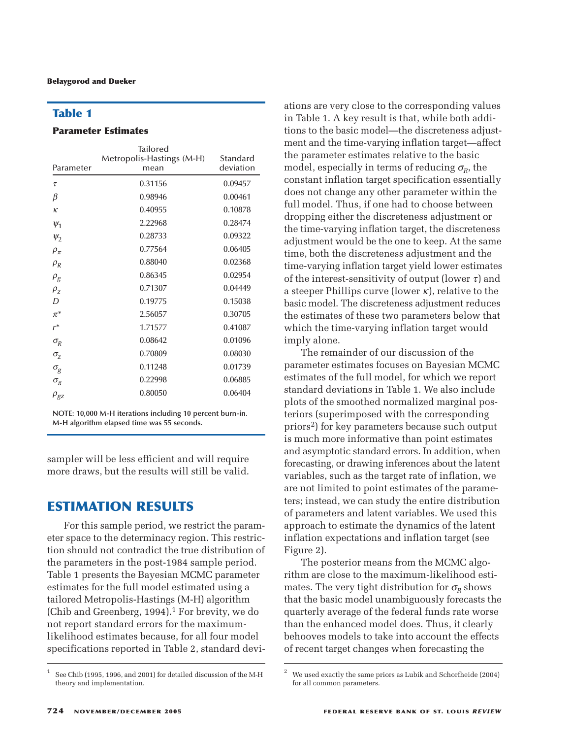## Table 1

### Parameter Estimates

| Parameter | Tailored Metropolis-Hastings (M-H) mean | Standard deviation |
|---|---|---|
| $\tau$ | 0.31156 | 0.09457 |
| $\beta$ | 0.98946 | 0.00461 |
| $\kappa$ | 0.40955 | 0.10878 |
| $\psi_1$ | 2.22968 | 0.28474 |
| $\psi_2$ | 0.28733 | 0.09322 |
| $\rho_\pi$ | 0.77564 | 0.06405 |
| $\rho_R$ | 0.88040 | 0.02368 |
| $\rho_g$ | 0.86345 | 0.02954 |
| $\rho_z$ | 0.71307 | 0.04449 |
| $D$ | 0.19775 | 0.15038 |
| $\pi^*$ | 2.56057 | 0.30705 |
| $r^*$ | 1.71577 | 0.41087 |
| $\sigma_R$ | 0.08642 | 0.01096 |
| $\sigma_z$ | 0.70809 | 0.08030 |
| $\sigma_g$ | 0.11248 | 0.01739 |
| $\sigma_\pi$ | 0.22998 | 0.06885 |
| $\rho_{gz}$ | 0.80050 | 0.06404 |

NOTE: 10,000 M-H iterations including 10 percent burn-in. M-H algorithm elapsed time was 55 seconds.

sampler will be less efficient and will require more draws, but the results will still be valid.

## ESTIMATION RESULTS

For this sample period, we restrict the parameter space to the determinacy region. This restriction should not contradict the true distribution of the parameters in the post-1984 sample period. Table 1 presents the Bayesian MCMC parameter estimates for the full model estimated using a tailored Metropolis-Hastings (M-H) algorithm (Chib and Greenberg, 1994).[1] For brevity, we do not report standard errors for the maximum-likelihood estimates because, for all four model specifications reported in Table 2, standard deviations are very close to the corresponding values in Table 1. A key result is that, while both additions to the basic model—the discreteness adjustment and the time-varying inflation target—affect the parameter estimates relative to the basic model, especially in terms of reducing $\sigma_R$, the constant inflation target specification essentially does not change any other parameter within the full model. Thus, if one had to choose between dropping either the discreteness adjustment or the time-varying inflation target, the discreteness adjustment would be the one to keep. At the same time, both the discreteness adjustment and the time-varying inflation target yield lower estimates of the interest-sensitivity of output (lower $\tau$) and a steeper Phillips curve (lower $\kappa$), relative to the basic model. The discreteness adjustment reduces the estimates of these two parameters below that which the time-varying inflation target would imply alone.

The remainder of our discussion of the parameter estimates focuses on Bayesian MCMC estimates of the full model, for which we report standard deviations in Table 1. We also include plots of the smoothed normalized marginal posteriors (superimposed with the corresponding priors[2]) for key parameters because such output is much more informative than point estimates and asymptotic standard errors. In addition, when forecasting, or drawing inferences about the latent variables, such as the target rate of inflation, we are not limited to point estimates of the parameters; instead, we can study the entire distribution of parameters and latent variables. We used this approach to estimate the dynamics of the latent inflation expectations and inflation target (see Figure 2).

The posterior means from the MCMC algorithm are close to the maximum-likelihood estimates. The very tight distribution for $\sigma_R$ shows that the basic model unambiguously forecasts the quarterly average of the federal funds rate worse than the enhanced model does. Thus, it clearly behooves models to take into account the effects of recent target changes when forecasting the

[1] See Chib (1995, 1996, and 2001) for detailed discussion of the M-H theory and implementation.

[2] We used exactly the same priors as Lubik and Schorfheide (2004) for all common parameters.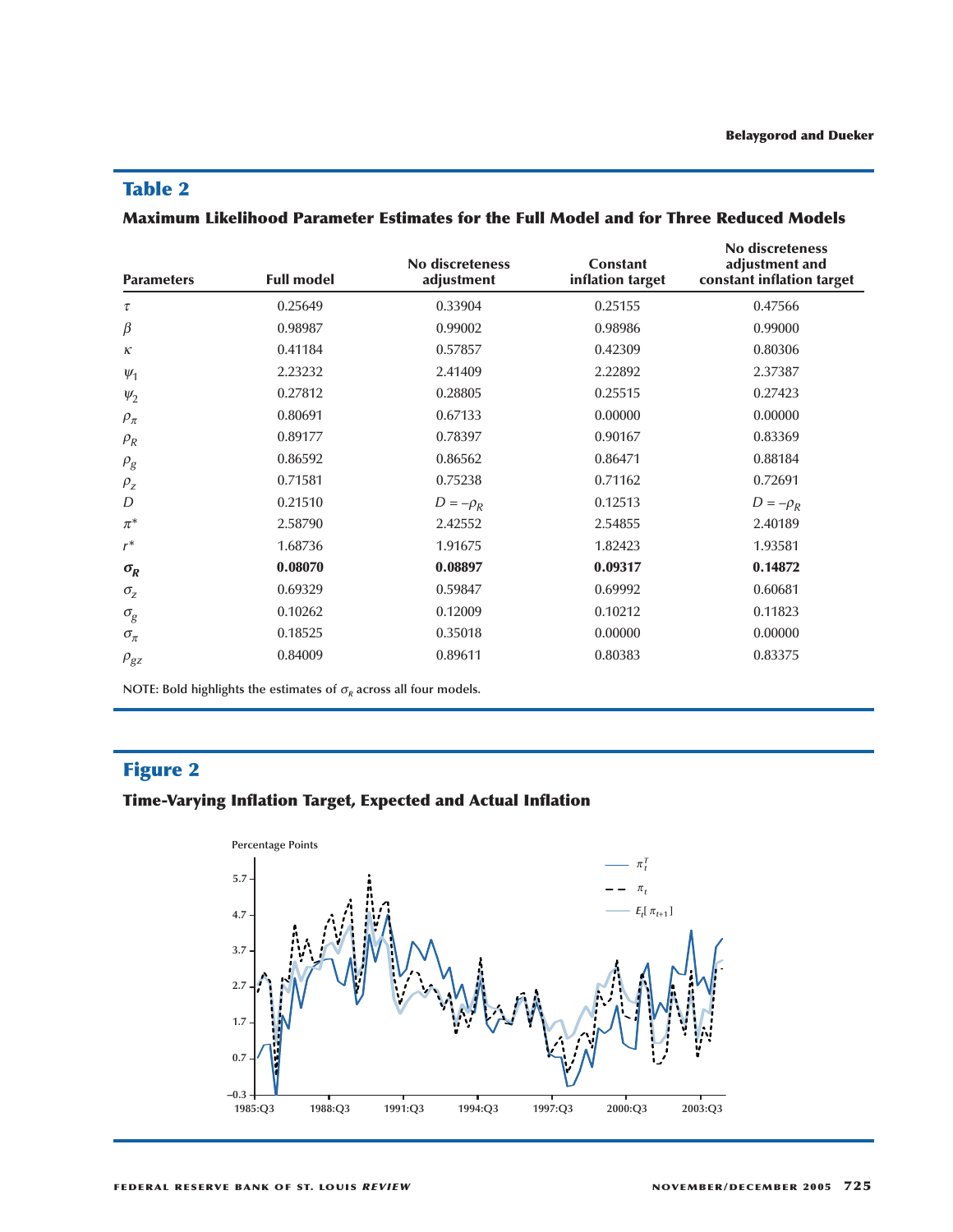## Table 2

### Maximum Likelihood Parameter Estimates for the Full Model and for Three Reduced Models

| Parameters | Full model | No discreteness adjustment | Constant inflation target | No discreteness adjustment and constant inflation target |
|---|---|---|---|---|
| $\tau$ | 0.25649 | 0.33904 | 0.25155 | 0.47566 |
| $\beta$ | 0.98987 | 0.99002 | 0.98986 | 0.99000 |
| $\kappa$ | 0.41184 | 0.57857 | 0.42309 | 0.80306 |
| $\psi_1$ | 2.23232 | 2.41409 | 2.22892 | 2.37387 |
| $\psi_2$ | 0.27812 | 0.28805 | 0.25515 | 0.27423 |
| $\rho_\pi$ | 0.80691 | 0.67133 | 0.00000 | 0.00000 |
| $\rho_R$ | 0.89177 | 0.78397 | 0.90167 | 0.83369 |
| $\rho_g$ | 0.86592 | 0.86562 | 0.86471 | 0.88184 |
| $\rho_z$ | 0.71581 | 0.75238 | 0.71162 | 0.72691 |
| $D$ | 0.21510 | $D = -\rho_R$ | 0.12513 | $D = -\rho_R$ |
| $\pi^*$ | 2.58790 | 2.42552 | 2.54855 | 2.40189 |
| $r^*$ | 1.68736 | 1.91675 | 1.82423 | 1.93581 |
| $\boldsymbol{\sigma_R}$ | **0.08070** | **0.08897** | **0.09317** | **0.14872** |
| $\sigma_z$ | 0.69329 | 0.59847 | 0.69992 | 0.60681 |
| $\sigma_g$ | 0.10262 | 0.12009 | 0.10212 | 0.11823 |
| $\sigma_\pi$ | 0.18525 | 0.35018 | 0.00000 | 0.00000 |
| $\rho_{gz}$ | 0.84009 | 0.89611 | 0.80383 | 0.83375 |

NOTE: Bold highlights the estimates of $\sigma_R$ across all four models.

## Figure 2

### Time-Varying Inflation Target, Expected and Actual Inflation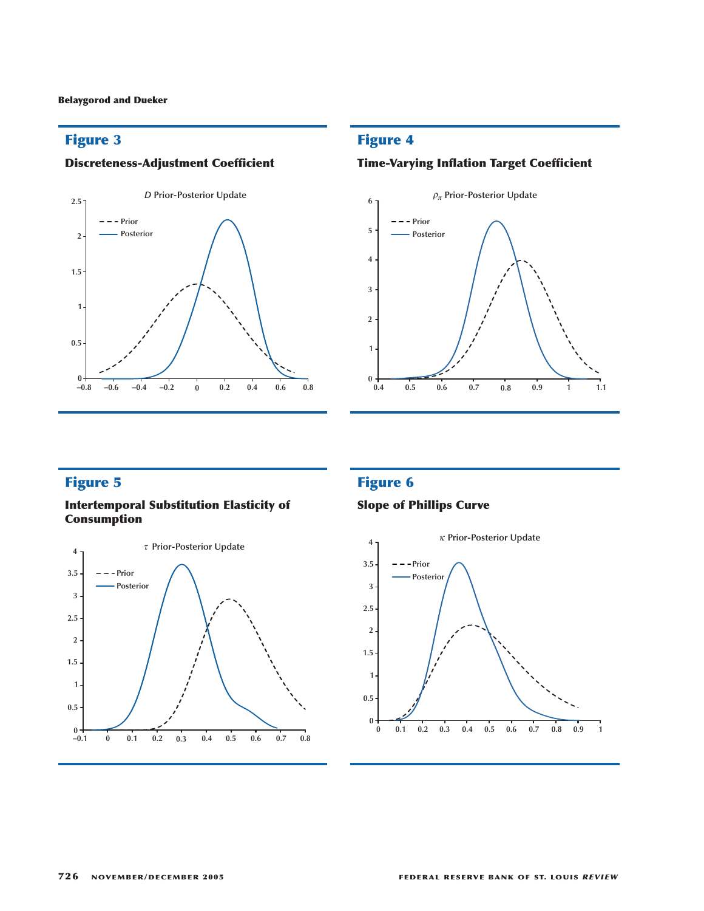## Figure 3

**Discreteness-Adjustment Coefficient**

*D* Prior-Posterior Update

## Figure 4

**Time-Varying Inflation Target Coefficient**

$\rho_\pi$ Prior-Posterior Update

## Figure 5

**Intertemporal Substitution Elasticity of Consumption**

$\tau$ Prior-Posterior Update

## Figure 6

**Slope of Phillips Curve**

$\kappa$ Prior-Posterior Update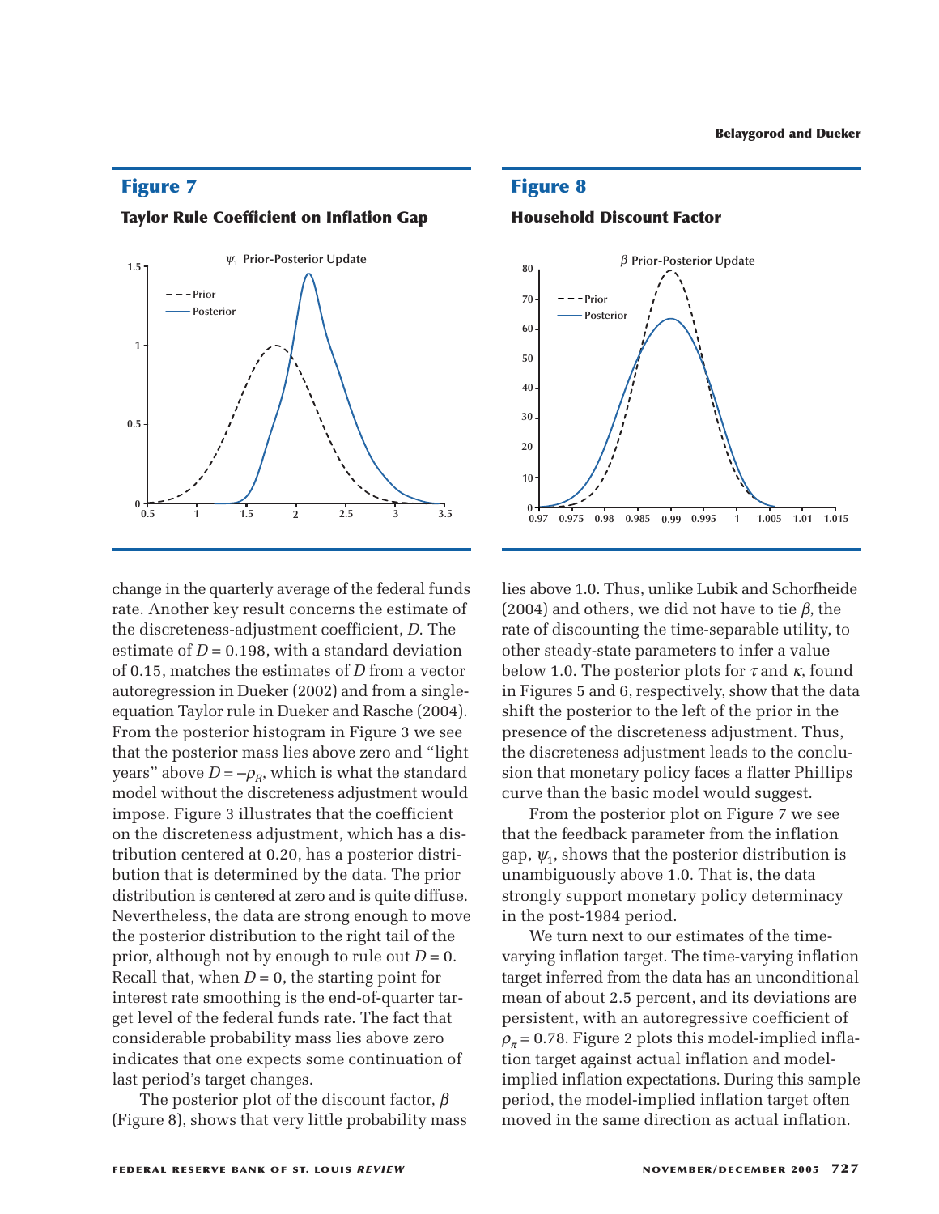## Figure 7

**Taylor Rule Coefficient on Inflation Gap**

## Figure 8

**Household Discount Factor**

change in the quarterly average of the federal funds rate. Another key result concerns the estimate of the discreteness-adjustment coefficient, $D$. The estimate of $D = 0.198$, with a standard deviation of 0.15, matches the estimates of $D$ from a vector autoregression in Dueker (2002) and from a single-equation Taylor rule in Dueker and Rasche (2004). From the posterior histogram in Figure 3 we see that the posterior mass lies above zero and "light years" above $D = -\rho_R$, which is what the standard model without the discreteness adjustment would impose. Figure 3 illustrates that the coefficient on the discreteness adjustment, which has a distribution centered at 0.20, has a posterior distribution that is determined by the data. The prior distribution is centered at zero and is quite diffuse. Nevertheless, the data are strong enough to move the posterior distribution to the right tail of the prior, although not by enough to rule out $D = 0$. Recall that, when $D = 0$, the starting point for interest rate smoothing is the end-of-quarter target level of the federal funds rate. The fact that considerable probability mass lies above zero indicates that one expects some continuation of last period's target changes.

The posterior plot of the discount factor, $\beta$ (Figure 8), shows that very little probability mass lies above 1.0. Thus, unlike Lubik and Schorfheide (2004) and others, we did not have to tie $\beta$, the rate of discounting the time-separable utility, to other steady-state parameters to infer a value below 1.0. The posterior plots for $\tau$ and $\kappa$, found in Figures 5 and 6, respectively, show that the data shift the posterior to the left of the prior in the presence of the discreteness adjustment. Thus, the discreteness adjustment leads to the conclusion that monetary policy faces a flatter Phillips curve than the basic model would suggest.

From the posterior plot on Figure 7 we see that the feedback parameter from the inflation gap, $\psi_1$, shows that the posterior distribution is unambiguously above 1.0. That is, the data strongly support monetary policy determinacy in the post-1984 period.

We turn next to our estimates of the time-varying inflation target. The time-varying inflation target inferred from the data has an unconditional mean of about 2.5 percent, and its deviations are persistent, with an autoregressive coefficient of $\rho_\pi = 0.78$. Figure 2 plots this model-implied inflation target against actual inflation and model-implied inflation expectations. During this sample period, the model-implied inflation target often moved in the same direction as actual inflation.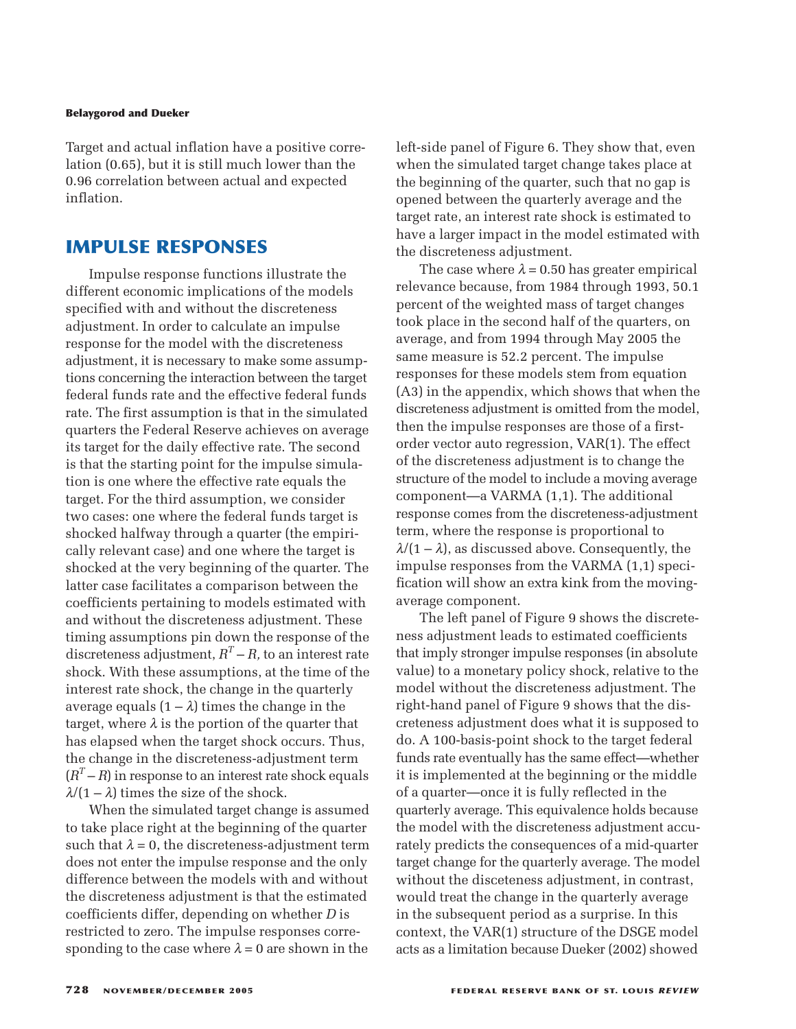Target and actual inflation have a positive correlation (0.65), but it is still much lower than the 0.96 correlation between actual and expected inflation.

## IMPULSE RESPONSES

Impulse response functions illustrate the different economic implications of the models specified with and without the discreteness adjustment. In order to calculate an impulse response for the model with the discreteness adjustment, it is necessary to make some assumptions concerning the interaction between the target federal funds rate and the effective federal funds rate. The first assumption is that in the simulated quarters the Federal Reserve achieves on average its target for the daily effective rate. The second is that the starting point for the impulse simulation is one where the effective rate equals the target. For the third assumption, we consider two cases: one where the federal funds target is shocked halfway through a quarter (the empirically relevant case) and one where the target is shocked at the very beginning of the quarter. The latter case facilitates a comparison between the coefficients pertaining to models estimated with and without the discreteness adjustment. These timing assumptions pin down the response of the discreteness adjustment, $R^T - R$, to an interest rate shock. With these assumptions, at the time of the interest rate shock, the change in the quarterly average equals $(1 - \lambda)$ times the change in the target, where $\lambda$ is the portion of the quarter that has elapsed when the target shock occurs. Thus, the change in the discreteness-adjustment term $(R^T - R)$ in response to an interest rate shock equals $\lambda/(1 - \lambda)$ times the size of the shock.

When the simulated target change is assumed to take place right at the beginning of the quarter such that $\lambda = 0$, the discreteness-adjustment term does not enter the impulse response and the only difference between the models with and without the discreteness adjustment is that the estimated coefficients differ, depending on whether $D$ is restricted to zero. The impulse responses corresponding to the case where $\lambda = 0$ are shown in the left-side panel of Figure 6. They show that, even when the simulated target change takes place at the beginning of the quarter, such that no gap is opened between the quarterly average and the target rate, an interest rate shock is estimated to have a larger impact in the model estimated with the discreteness adjustment.

The case where $\lambda = 0.50$ has greater empirical relevance because, from 1984 through 1993, 50.1 percent of the weighted mass of target changes took place in the second half of the quarters, on average, and from 1994 through May 2005 the same measure is 52.2 percent. The impulse responses for these models stem from equation (A3) in the appendix, which shows that when the discreteness adjustment is omitted from the model, then the impulse responses are those of a first-order vector auto regression, VAR(1). The effect of the discreteness adjustment is to change the structure of the model to include a moving average component—a VARMA (1,1). The additional response comes from the discreteness-adjustment term, where the response is proportional to $\lambda/(1 - \lambda)$, as discussed above. Consequently, the impulse responses from the VARMA (1,1) specification will show an extra kink from the moving-average component.

The left panel of Figure 9 shows the discreteness adjustment leads to estimated coefficients that imply stronger impulse responses (in absolute value) to a monetary policy shock, relative to the model without the discreteness adjustment. The right-hand panel of Figure 9 shows that the discreteness adjustment does what it is supposed to do. A 100-basis-point shock to the target federal funds rate eventually has the same effect—whether it is implemented at the beginning or the middle of a quarter—once it is fully reflected in the quarterly average. This equivalence holds because the model with the discreteness adjustment accurately predicts the consequences of a mid-quarter target change for the quarterly average. The model without the disceteness adjustment, in contrast, would treat the change in the quarterly average in the subsequent period as a surprise. In this context, the VAR(1) structure of the DSGE model acts as a limitation because Dueker (2002) showed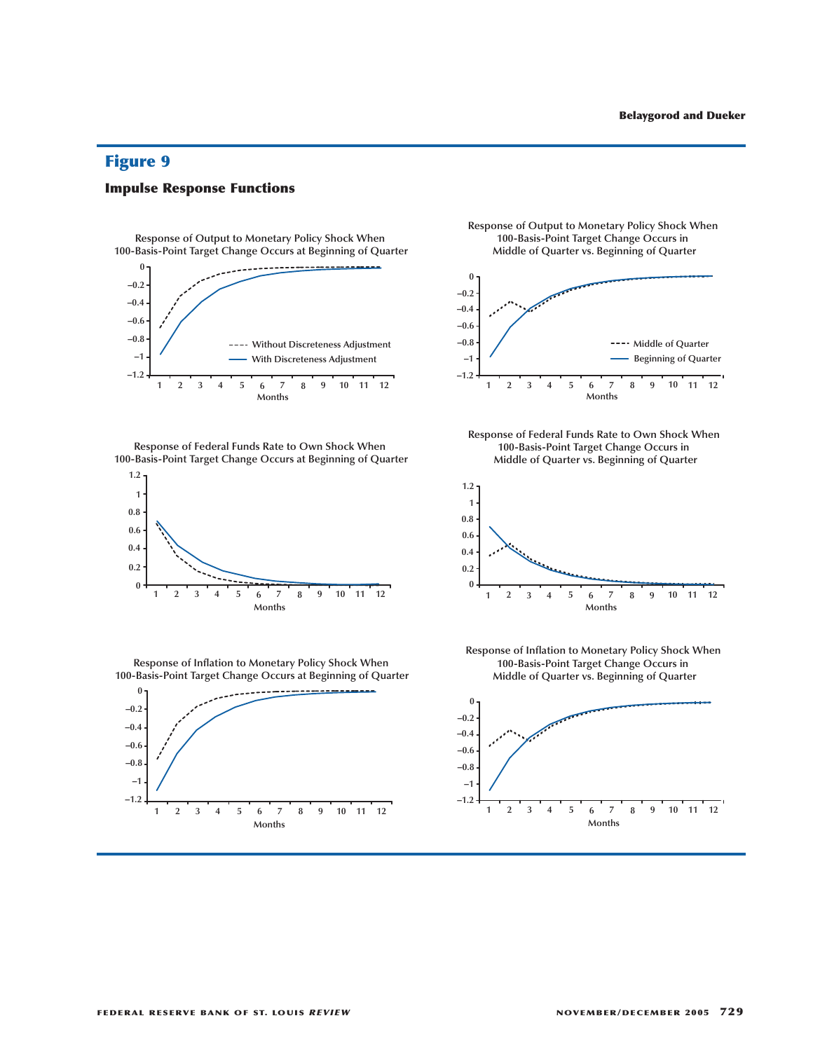## Figure 9

### Impulse Response Functions

Response of Output to Monetary Policy Shock When 100-Basis-Point Target Change Occurs at Beginning of Quarter

Response of Output to Monetary Policy Shock When 100-Basis-Point Target Change Occurs in Middle of Quarter vs. Beginning of Quarter

Response of Federal Funds Rate to Own Shock When 100-Basis-Point Target Change Occurs at Beginning of Quarter

Response of Federal Funds Rate to Own Shock When 100-Basis-Point Target Change Occurs in Middle of Quarter vs. Beginning of Quarter

Response of Inflation to Monetary Policy Shock When 100-Basis-Point Target Change Occurs at Beginning of Quarter

Response of Inflation to Monetary Policy Shock When 100-Basis-Point Target Change Occurs in Middle of Quarter vs. Beginning of Quarter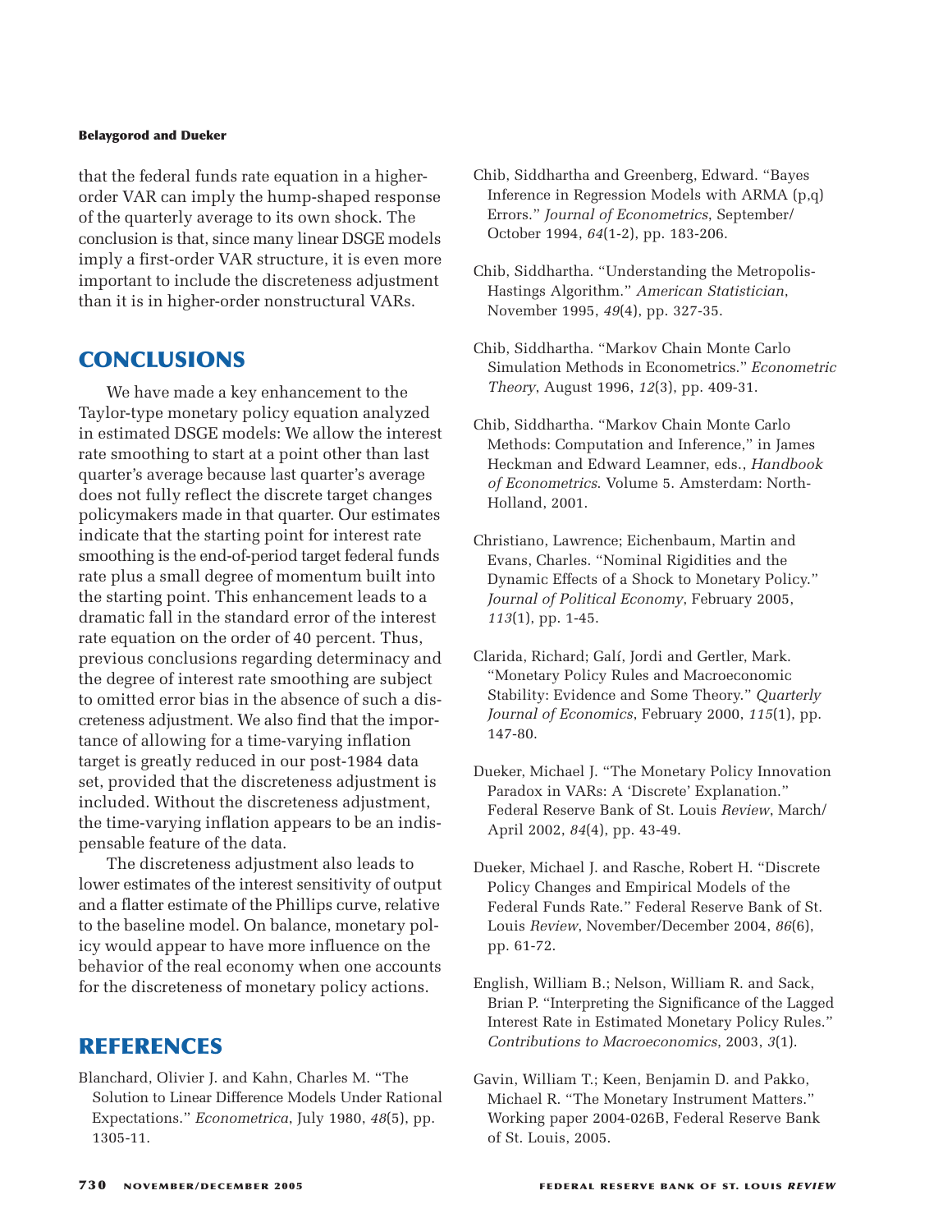that the federal funds rate equation in a higher-order VAR can imply the hump-shaped response of the quarterly average to its own shock. The conclusion is that, since many linear DSGE models imply a first-order VAR structure, it is even more important to include the discreteness adjustment than it is in higher-order nonstructural VARs.

## CONCLUSIONS

We have made a key enhancement to the Taylor-type monetary policy equation analyzed in estimated DSGE models: We allow the interest rate smoothing to start at a point other than last quarter's average because last quarter's average does not fully reflect the discrete target changes policymakers made in that quarter. Our estimates indicate that the starting point for interest rate smoothing is the end-of-period target federal funds rate plus a small degree of momentum built into the starting point. This enhancement leads to a dramatic fall in the standard error of the interest rate equation on the order of 40 percent. Thus, previous conclusions regarding determinacy and the degree of interest rate smoothing are subject to omitted error bias in the absence of such a discreteness adjustment. We also find that the importance of allowing for a time-varying inflation target is greatly reduced in our post-1984 data set, provided that the discreteness adjustment is included. Without the discreteness adjustment, the time-varying inflation appears to be an indispensable feature of the data.

The discreteness adjustment also leads to lower estimates of the interest sensitivity of output and a flatter estimate of the Phillips curve, relative to the baseline model. On balance, monetary policy would appear to have more influence on the behavior of the real economy when one accounts for the discreteness of monetary policy actions.

## REFERENCES

Blanchard, Olivier J. and Kahn, Charles M. "The Solution to Linear Difference Models Under Rational Expectations." *Econometrica*, July 1980, *48*(5), pp. 1305-11.

Chib, Siddhartha and Greenberg, Edward. "Bayes Inference in Regression Models with ARMA (p,q) Errors." *Journal of Econometrics*, September/October 1994, *64*(1-2), pp. 183-206.

Chib, Siddhartha. "Understanding the Metropolis-Hastings Algorithm." *American Statistician*, November 1995, *49*(4), pp. 327-35.

Chib, Siddhartha. "Markov Chain Monte Carlo Simulation Methods in Econometrics." *Econometric Theory*, August 1996, *12*(3), pp. 409-31.

Chib, Siddhartha. "Markov Chain Monte Carlo Methods: Computation and Inference," in James Heckman and Edward Leamner, eds., *Handbook of Econometrics*. Volume 5. Amsterdam: North-Holland, 2001.

Christiano, Lawrence; Eichenbaum, Martin and Evans, Charles. "Nominal Rigidities and the Dynamic Effects of a Shock to Monetary Policy." *Journal of Political Economy*, February 2005, *113*(1), pp. 1-45.

Clarida, Richard; Galí, Jordi and Gertler, Mark. "Monetary Policy Rules and Macroeconomic Stability: Evidence and Some Theory." *Quarterly Journal of Economics*, February 2000, *115*(1), pp. 147-80.

Dueker, Michael J. "The Monetary Policy Innovation Paradox in VARs: A 'Discrete' Explanation." Federal Reserve Bank of St. Louis *Review*, March/April 2002, *84*(4), pp. 43-49.

Dueker, Michael J. and Rasche, Robert H. "Discrete Policy Changes and Empirical Models of the Federal Funds Rate." Federal Reserve Bank of St. Louis *Review*, November/December 2004, *86*(6), pp. 61-72.

English, William B.; Nelson, William R. and Sack, Brian P. "Interpreting the Significance of the Lagged Interest Rate in Estimated Monetary Policy Rules." *Contributions to Macroeconomics*, 2003, *3*(1).

Gavin, William T.; Keen, Benjamin D. and Pakko, Michael R. "The Monetary Instrument Matters." Working paper 2004-026B, Federal Reserve Bank of St. Louis, 2005.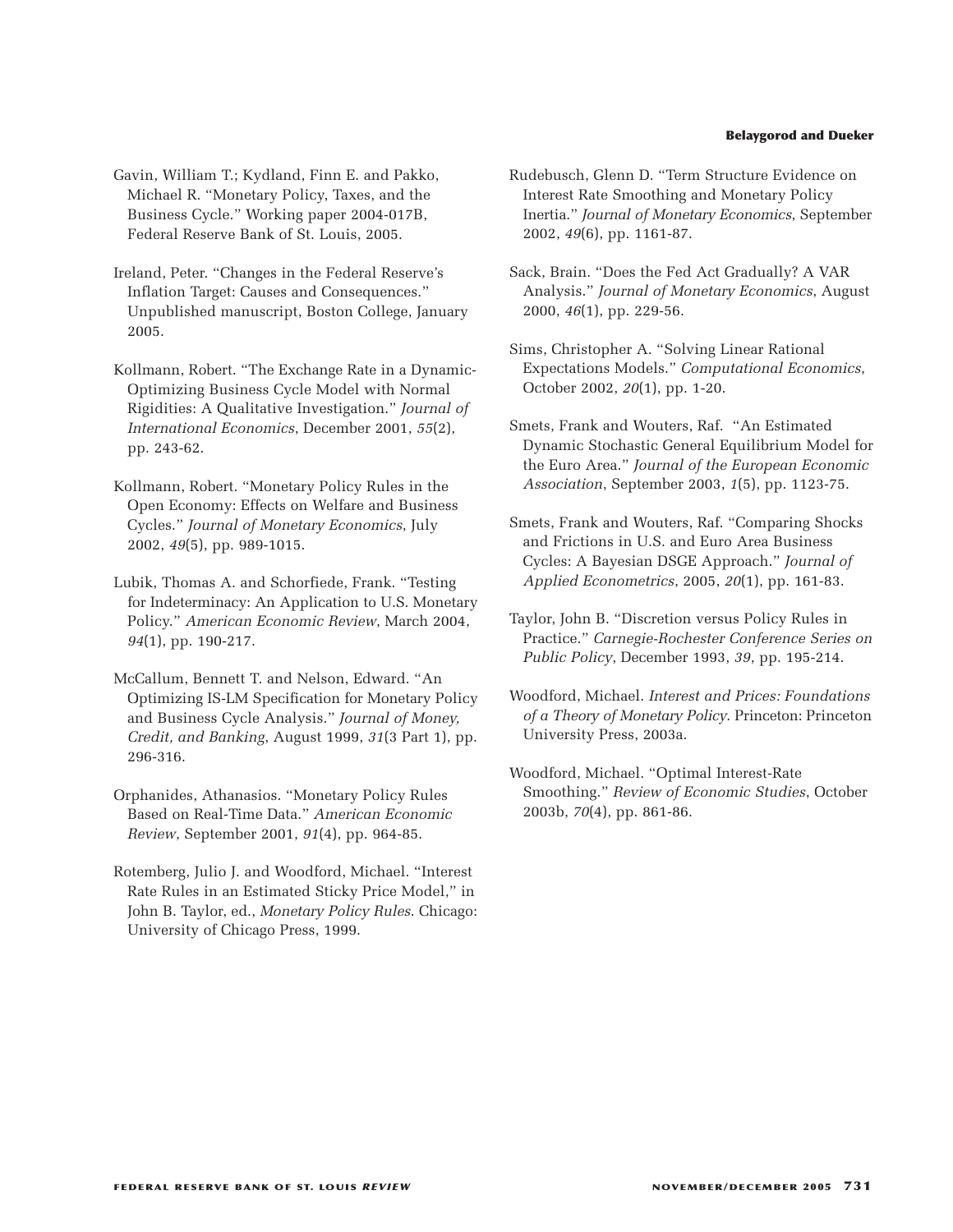Gavin, William T.; Kydland, Finn E. and Pakko, Michael R. "Monetary Policy, Taxes, and the Business Cycle." Working paper 2004-017B, Federal Reserve Bank of St. Louis, 2005.

Ireland, Peter. "Changes in the Federal Reserve's Inflation Target: Causes and Consequences." Unpublished manuscript, Boston College, January 2005.

Kollmann, Robert. "The Exchange Rate in a Dynamic-Optimizing Business Cycle Model with Normal Rigidities: A Qualitative Investigation." *Journal of International Economics*, December 2001, *55*(2), pp. 243-62.

Kollmann, Robert. "Monetary Policy Rules in the Open Economy: Effects on Welfare and Business Cycles." *Journal of Monetary Economics*, July 2002, *49*(5), pp. 989-1015.

Lubik, Thomas A. and Schorfiede, Frank. "Testing for Indeterminacy: An Application to U.S. Monetary Policy." *American Economic Review*, March 2004, *94*(1), pp. 190-217.

McCallum, Bennett T. and Nelson, Edward. "An Optimizing IS-LM Specification for Monetary Policy and Business Cycle Analysis." *Journal of Money, Credit, and Banking*, August 1999, *31*(3 Part 1), pp. 296-316.

Orphanides, Athanasios. "Monetary Policy Rules Based on Real-Time Data." *American Economic Review*, September 2001, *91*(4), pp. 964-85.

Rotemberg, Julio J. and Woodford, Michael. "Interest Rate Rules in an Estimated Sticky Price Model," in John B. Taylor, ed., *Monetary Policy Rules*. Chicago: University of Chicago Press, 1999.

Rudebusch, Glenn D. "Term Structure Evidence on Interest Rate Smoothing and Monetary Policy Inertia." *Journal of Monetary Economics*, September 2002, *49*(6), pp. 1161-87.

Sack, Brain. "Does the Fed Act Gradually? A VAR Analysis." *Journal of Monetary Economics*, August 2000, *46*(1), pp. 229-56.

Sims, Christopher A. "Solving Linear Rational Expectations Models." *Computational Economics*, October 2002, *20*(1), pp. 1-20.

Smets, Frank and Wouters, Raf. "An Estimated Dynamic Stochastic General Equilibrium Model for the Euro Area." *Journal of the European Economic Association*, September 2003, *1*(5), pp. 1123-75.

Smets, Frank and Wouters, Raf. "Comparing Shocks and Frictions in U.S. and Euro Area Business Cycles: A Bayesian DSGE Approach." *Journal of Applied Econometrics*, 2005, *20*(1), pp. 161-83.

Taylor, John B. "Discretion versus Policy Rules in Practice." *Carnegie-Rochester Conference Series on Public Policy*, December 1993, *39*, pp. 195-214.

Woodford, Michael. *Interest and Prices: Foundations of a Theory of Monetary Policy*. Princeton: Princeton University Press, 2003a.

Woodford, Michael. "Optimal Interest-Rate Smoothing." *Review of Economic Studies*, October 2003b, *70*(4), pp. 861-86.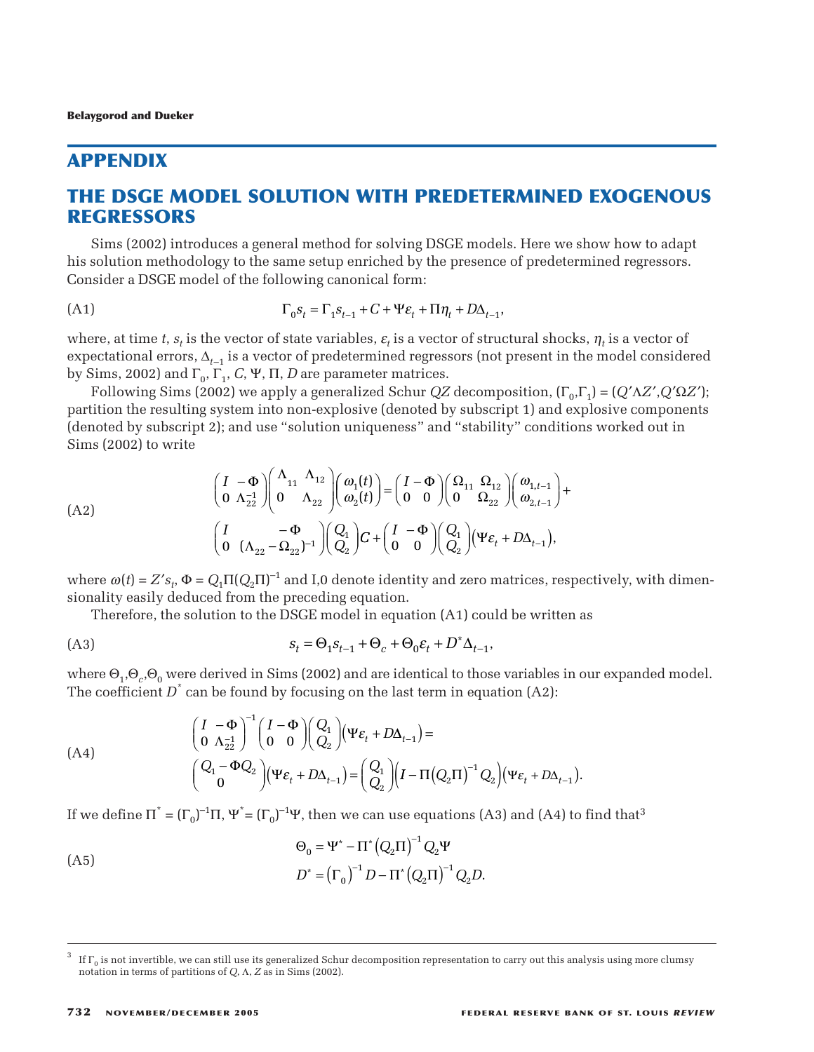# APPENDIX

## THE DSGE MODEL SOLUTION WITH PREDETERMINED EXOGENOUS REGRESSORS

Sims (2002) introduces a general method for solving DSGE models. Here we show how to adapt his solution methodology to the same setup enriched by the presence of predetermined regressors. Consider a DSGE model of the following canonical form:

$$\Gamma_0 s_t = \Gamma_1 s_{t-1} + C + \Psi\varepsilon_t + \Pi\eta_t + D\Delta_{t-1}, \tag{A1}$$

where, at time $t$, $s_t$ is the vector of state variables, $\varepsilon_t$ is a vector of structural shocks, $\eta_t$ is a vector of expectational errors, $\Delta_{t-1}$ is a vector of predetermined regressors (not present in the model considered by Sims, 2002) and $\Gamma_0$, $\Gamma_1$, $C$, $\Psi$, $\Pi$, $D$ are parameter matrices.

Following Sims (2002) we apply a generalized Schur $QZ$ decomposition, $(\Gamma_0,\Gamma_1) = (Q'\Lambda Z', Q'\Omega Z')$; partition the resulting system into non-explosive (denoted by subscript 1) and explosive components (denoted by subscript 2); and use "solution uniqueness" and "stability" conditions worked out in Sims (2002) to write

$$\begin{pmatrix} I & -\Phi \\ 0 & \Lambda_{22}^{-1} \end{pmatrix}\begin{pmatrix} \Lambda_{11} & \Lambda_{12} \\ 0 & \Lambda_{22} \end{pmatrix}\begin{pmatrix} \omega_1(t) \\ \omega_2(t) \end{pmatrix} = \begin{pmatrix} I & -\Phi \\ 0 & 0 \end{pmatrix}\begin{pmatrix} \Omega_{11} & \Omega_{12} \\ 0 & \Omega_{22} \end{pmatrix}\begin{pmatrix} \omega_{1,t-1} \\ \omega_{2,t-1} \end{pmatrix} +$$
$$\begin{pmatrix} I & -\Phi \\ 0 & (\Lambda_{22}-\Omega_{22})^{-1} \end{pmatrix}\begin{pmatrix} Q_1 \\ Q_2 \end{pmatrix} C + \begin{pmatrix} I & -\Phi \\ 0 & 0 \end{pmatrix}\begin{pmatrix} Q_1 \\ Q_2 \end{pmatrix}\left(\Psi\varepsilon_t + D\Delta_{t-1}\right), \tag{A2}$$

where $\omega(t) = Z's_t$, $\Phi = Q_1\Pi(Q_2\Pi)^{-1}$ and I,0 denote identity and zero matrices, respectively, with dimensionality easily deduced from the preceding equation.

Therefore, the solution to the DSGE model in equation (A1) could be written as

$$s_t = \Theta_1 s_{t-1} + \Theta_c + \Theta_0\varepsilon_t + D^*\Delta_{t-1}, \tag{A3}$$

where $\Theta_1,\Theta_c,\Theta_0$ were derived in Sims (2002) and are identical to those variables in our expanded model. The coefficient $D^*$ can be found by focusing on the last term in equation (A2):

$$\begin{pmatrix} I & -\Phi \\ 0 & \Lambda_{22}^{-1} \end{pmatrix}^{-1}\begin{pmatrix} I & -\Phi \\ 0 & 0 \end{pmatrix}\begin{pmatrix} Q_1 \\ Q_2 \end{pmatrix}\left(\Psi\varepsilon_t + D\Delta_{t-1}\right) =$$
$$\begin{pmatrix} Q_1 - \Phi Q_2 \\ 0 \end{pmatrix}\left(\Psi\varepsilon_t + D\Delta_{t-1}\right) = \begin{pmatrix} Q_1 \\ Q_2 \end{pmatrix}\left(I - \Pi\left(Q_2\Pi\right)^{-1}Q_2\right)\left(\Psi\varepsilon_t + D\Delta_{t-1}\right). \tag{A4}$$

If we define $\Pi^* = (\Gamma_0)^{-1}\Pi$, $\Psi^* = (\Gamma_0)^{-1}\Psi$, then we can use equations (A3) and (A4) to find that[3]

$$\Theta_0 = \Psi^* - \Pi^*\left(Q_2\Pi\right)^{-1}Q_2\Psi$$
$$D^* = \left(\Gamma_0\right)^{-1}D - \Pi^*\left(Q_2\Pi\right)^{-1}Q_2 D. \tag{A5}$$

---

[3] If $\Gamma_0$ is not invertible, we can still use its generalized Schur decomposition representation to carry out this analysis using more clumsy notation in terms of partitions of $Q$, $\Lambda$, $Z$ as in Sims (2002).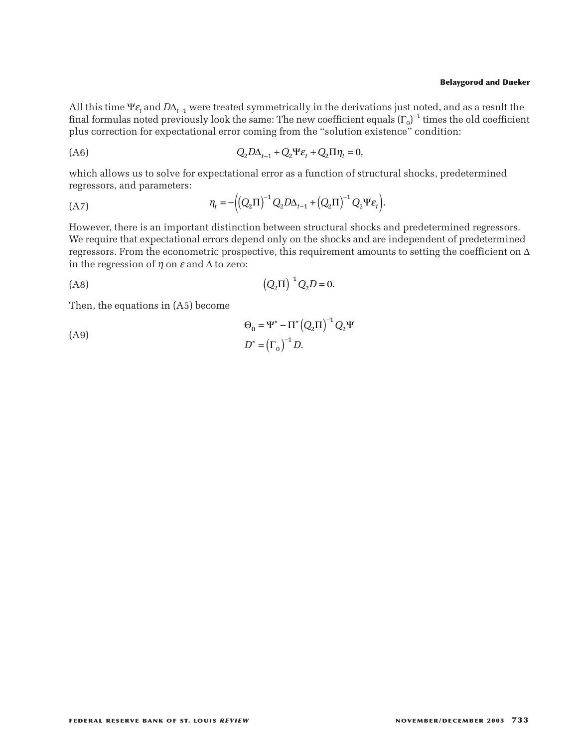All this time $\Psi\varepsilon_t$ and $D\Delta_{t-1}$ were treated symmetrically in the derivations just noted, and as a result the final formulas noted previously look the same: The new coefficient equals $(\Gamma_0)^{-1}$ times the old coefficient plus correction for expectational error coming from the "solution existence" condition:

$$Q_2 D\Delta_{t-1} + Q_2\Psi\varepsilon_t + Q_2\Pi\eta_t = 0, \tag{A6}$$

which allows us to solve for expectational error as a function of structural shocks, predetermined regressors, and parameters:

$$\eta_t = -\left(\left(Q_2\Pi\right)^{-1} Q_2 D\Delta_{t-1} + \left(Q_2\Pi\right)^{-1} Q_2\Psi\varepsilon_t\right). \tag{A7}$$

However, there is an important distinction between structural shocks and predetermined regressors. We require that expectational errors depend only on the shocks and are independent of predetermined regressors. From the econometric prospective, this requirement amounts to setting the coefficient on $\Delta$ in the regression of $\eta$ on $\varepsilon$ and $\Delta$ to zero:

$$\left(Q_2\Pi\right)^{-1} Q_2 D = 0. \tag{A8}$$

Then, the equations in (A5) become

$$\begin{aligned} \Theta_0 &= \Psi^* - \Pi^*\left(Q_2\Pi\right)^{-1} Q_2\Psi \\ D^* &= \left(\Gamma_0\right)^{-1} D. \end{aligned} \tag{A9}$$